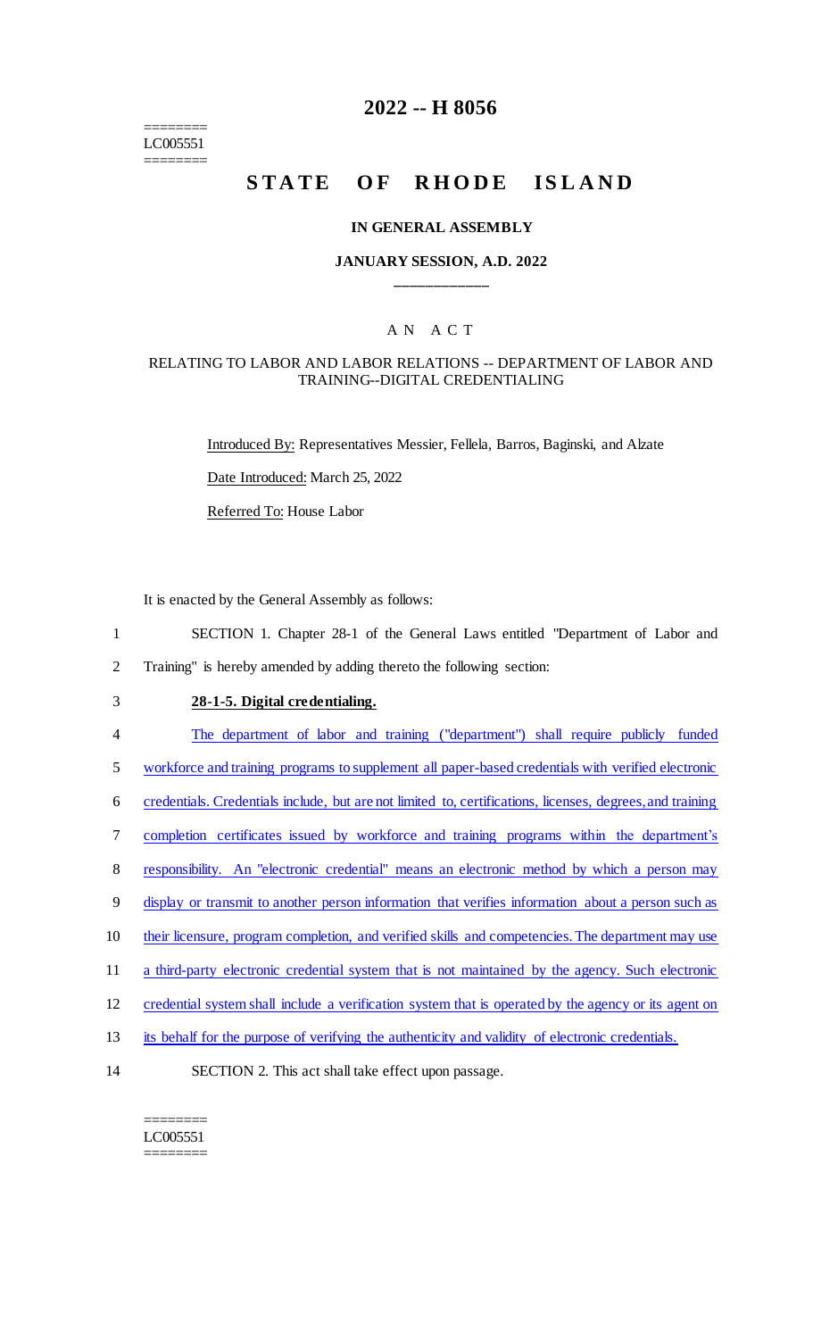========
LC005551
========

# 2022 -- H 8056

# STATE OF RHODE ISLAND

## IN GENERAL ASSEMBLY

### JANUARY SESSION, A.D. 2022

____________

### A N A C T

### RELATING TO LABOR AND LABOR RELATIONS -- DEPARTMENT OF LABOR AND TRAINING--DIGITAL CREDENTIALING

Introduced By: Representatives Messier, Fellela, Barros, Baginski, and Alzate

Date Introduced: March 25, 2022

Referred To: House Labor

It is enacted by the General Assembly as follows:

1 SECTION 1. Chapter 28-1 of the General Laws entitled "Department of Labor and
2 Training" is hereby amended by adding thereto the following section:

3 **28-1-5. Digital credentialing.**

4 The department of labor and training ("department") shall require publicly funded
5 workforce and training programs to supplement all paper-based credentials with verified electronic
6 credentials. Credentials include, but are not limited to, certifications, licenses, degrees, and training
7 completion certificates issued by workforce and training programs within the department's
8 responsibility. An "electronic credential" means an electronic method by which a person may
9 display or transmit to another person information that verifies information about a person such as
10 their licensure, program completion, and verified skills and competencies. The department may use
11 a third-party electronic credential system that is not maintained by the agency. Such electronic
12 credential system shall include a verification system that is operated by the agency or its agent on
13 its behalf for the purpose of verifying the authenticity and validity of electronic credentials.

14 SECTION 2. This act shall take effect upon passage.

========
LC005551
========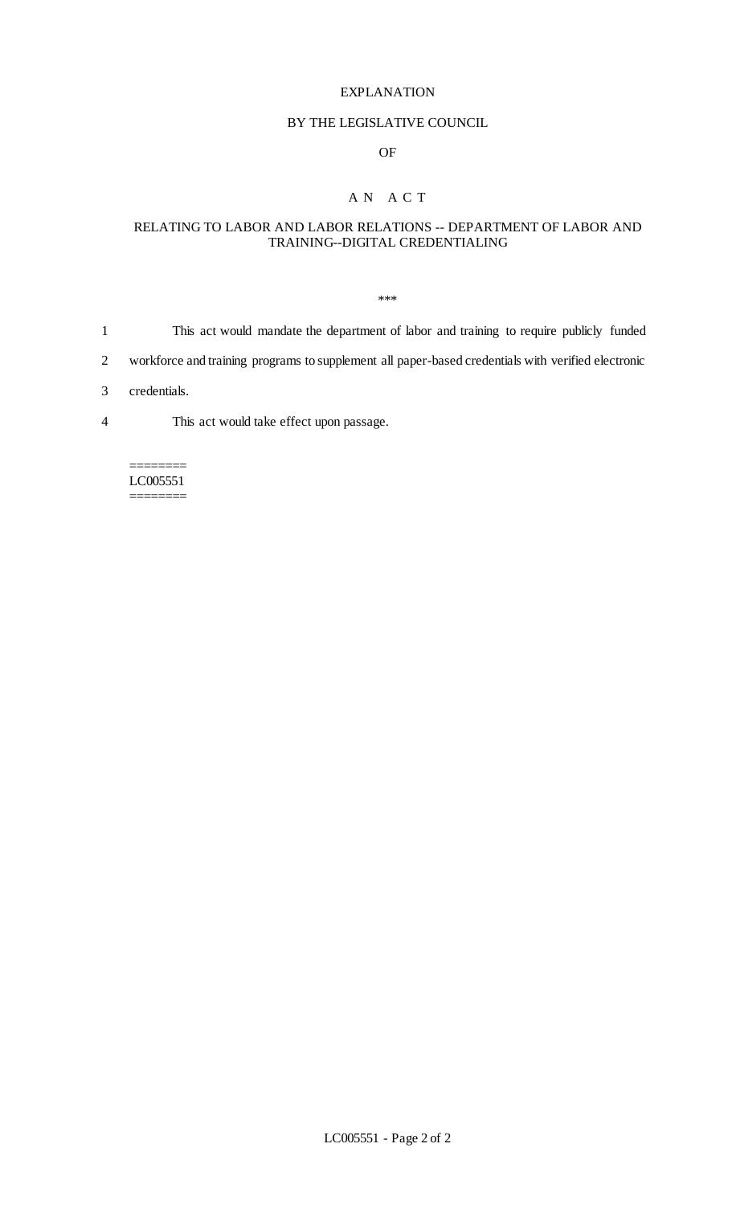EXPLANATION

BY THE LEGISLATIVE COUNCIL

OF

A N A C T

RELATING TO LABOR AND LABOR RELATIONS -- DEPARTMENT OF LABOR AND TRAINING--DIGITAL CREDENTIALING

\*\*\*

1 This act would mandate the department of labor and training to require publicly funded
2 workforce and training programs to supplement all paper-based credentials with verified electronic
3 credentials.
4 This act would take effect upon passage.

========
LC005551
========